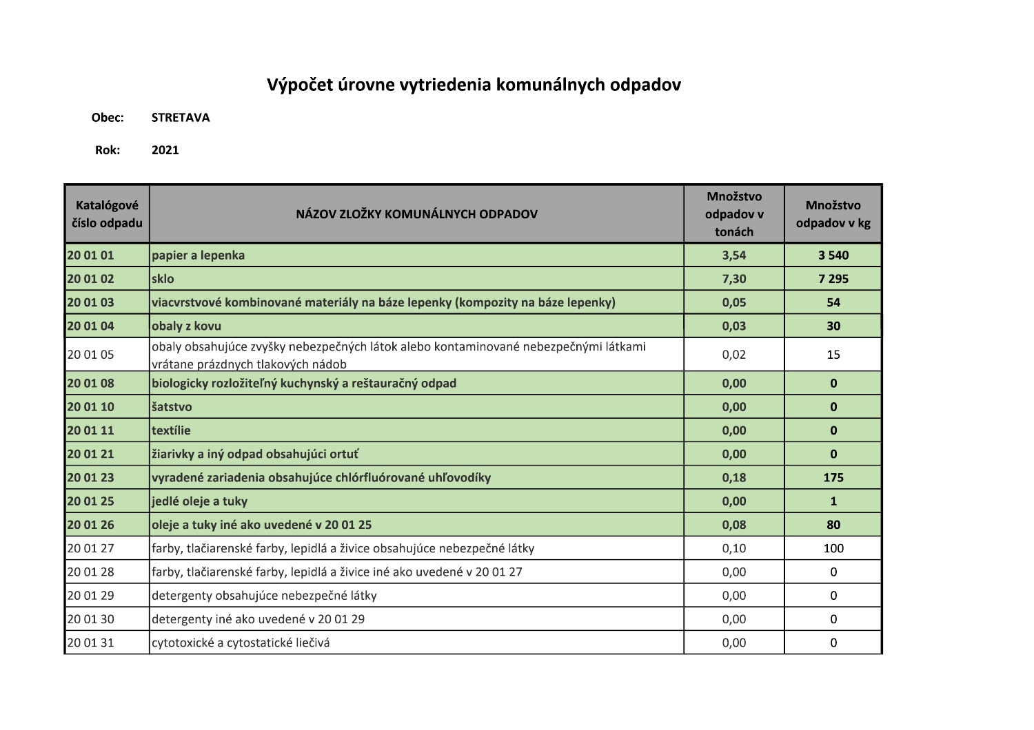# Výpočet úrovne vytriedenia komunálnych odpadov

**Obec:** **STRETAVA**

**Rok:** **2021**

| Katalógové číslo odpadu | NÁZOV ZLOŽKY KOMUNÁLNYCH ODPADOV | Množstvo odpadov v tonách | Množstvo odpadov v kg |
|---|---|---|---|
| **20 01 01** | **papier a lepenka** | **3,54** | **3 540** |
| **20 01 02** | **sklo** | **7,30** | **7 295** |
| **20 01 03** | **viacvrstvové kombinované materiály na báze lepenky (kompozity na báze lepenky)** | **0,05** | **54** |
| **20 01 04** | **obaly z kovu** | **0,03** | **30** |
| 20 01 05 | obaly obsahujúce zvyšky nebezpečných látok alebo kontaminované nebezpečnými látkami vrátane prázdnych tlakových nádob | 0,02 | 15 |
| **20 01 08** | **biologicky rozložiteľný kuchynský a reštauračný odpad** | **0,00** | **0** |
| **20 01 10** | **šatstvo** | **0,00** | **0** |
| **20 01 11** | **textílie** | **0,00** | **0** |
| **20 01 21** | **žiarivky a iný odpad obsahujúci ortuť** | **0,00** | **0** |
| **20 01 23** | **vyradené zariadenia obsahujúce chlórfluórované uhľovodíky** | **0,18** | **175** |
| **20 01 25** | **jedlé oleje a tuky** | **0,00** | **1** |
| **20 01 26** | **oleje a tuky iné ako uvedené v 20 01 25** | **0,08** | **80** |
| 20 01 27 | farby, tlačiarenské farby, lepidlá a živice obsahujúce nebezpečné látky | 0,10 | 100 |
| 20 01 28 | farby, tlačiarenské farby, lepidlá a živice iné ako uvedené v 20 01 27 | 0,00 | 0 |
| 20 01 29 | detergenty obsahujúce nebezpečné látky | 0,00 | 0 |
| 20 01 30 | detergenty iné ako uvedené v 20 01 29 | 0,00 | 0 |
| 20 01 31 | cytotoxické a cytostatické liečivá | 0,00 | 0 |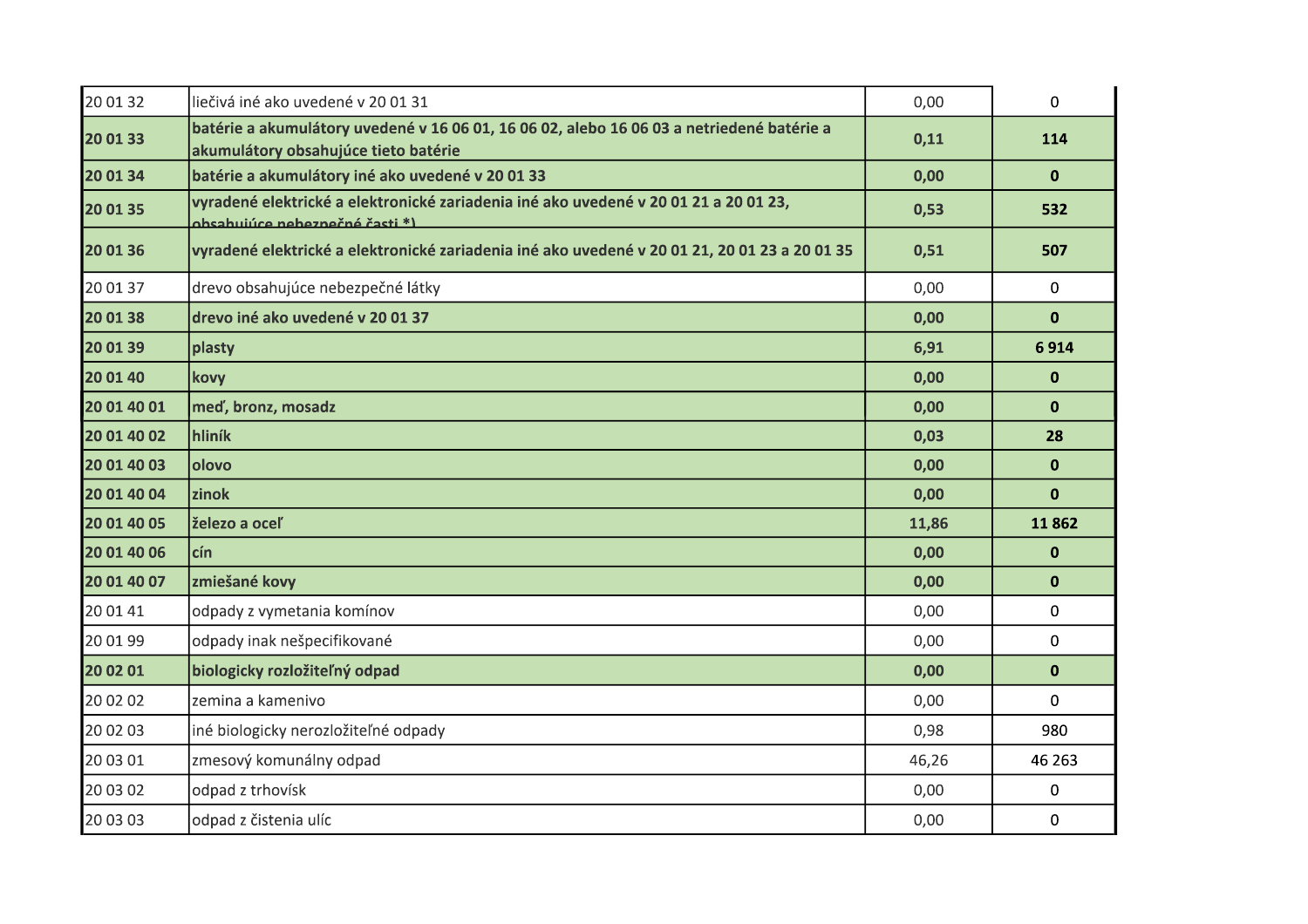| | | | |
|---|---|---|---|
| 20 01 32 | liečivá iné ako uvedené v 20 01 31 | 0,00 | 0 |
| **20 01 33** | **batérie a akumulátory uvedené v 16 06 01, 16 06 02, alebo 16 06 03 a netriedené batérie a akumulátory obsahujúce tieto batérie** | **0,11** | **114** |
| **20 01 34** | **batérie a akumulátory iné ako uvedené v 20 01 33** | **0,00** | **0** |
| **20 01 35** | **vyradené elektrické a elektronické zariadenia iné ako uvedené v 20 01 21 a 20 01 23, obsahujúce nebezpečné časti *)** | **0,53** | **532** |
| **20 01 36** | **vyradené elektrické a elektronické zariadenia iné ako uvedené v 20 01 21, 20 01 23 a 20 01 35** | **0,51** | **507** |
| 20 01 37 | drevo obsahujúce nebezpečné látky | 0,00 | 0 |
| **20 01 38** | **drevo iné ako uvedené v 20 01 37** | **0,00** | **0** |
| **20 01 39** | **plasty** | **6,91** | **6 914** |
| **20 01 40** | **kovy** | **0,00** | **0** |
| **20 01 40 01** | **meď, bronz, mosadz** | **0,00** | **0** |
| **20 01 40 02** | **hliník** | **0,03** | **28** |
| **20 01 40 03** | **olovo** | **0,00** | **0** |
| **20 01 40 04** | **zinok** | **0,00** | **0** |
| **20 01 40 05** | **železo a oceľ** | **11,86** | **11 862** |
| **20 01 40 06** | **cín** | **0,00** | **0** |
| **20 01 40 07** | **zmiešané kovy** | **0,00** | **0** |
| 20 01 41 | odpady z vymetania komínov | 0,00 | 0 |
| 20 01 99 | odpady inak nešpecifikované | 0,00 | 0 |
| **20 02 01** | **biologicky rozložiteľný odpad** | **0,00** | **0** |
| 20 02 02 | zemina a kamenivo | 0,00 | 0 |
| 20 02 03 | iné biologicky nerozložiteľné odpady | 0,98 | 980 |
| 20 03 01 | zmesový komunálny odpad | 46,26 | 46 263 |
| 20 03 02 | odpad z trhovísk | 0,00 | 0 |
| 20 03 03 | odpad z čistenia ulíc | 0,00 | 0 |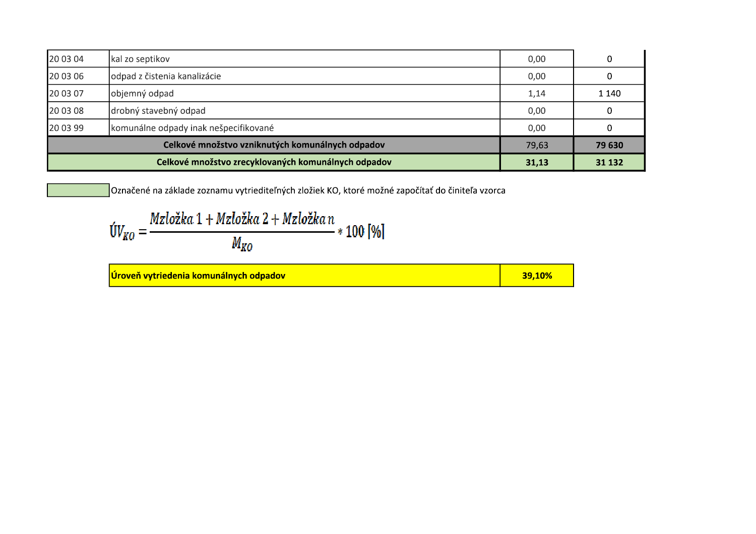| | | | |
|---|---|---|---|
| 20 03 04 | kal zo septikov | 0,00 | 0 |
| 20 03 06 | odpad z čistenia kanalizácie | 0,00 | 0 |
| 20 03 07 | objemný odpad | 1,14 | 1 140 |
| 20 03 08 | drobný stavebný odpad | 0,00 | 0 |
| 20 03 99 | komunálne odpady inak nešpecifikované | 0,00 | 0 |
| **Celkové množstvo vzniknutých komunálnych odpadov** | | 79,63 | **79 630** |
| **Celkové množstvo zrecyklovaných komunálnych odpadov** | | **31,13** | **31 132** |

Označené na základe zoznamu vytriediteľných zložiek KO, ktoré možné započítať do činiteľa vzorca

$$ÚV_{KO} = \frac{Mzložka\,1 + Mzložka\,2 + Mzložka\,n}{M_{KO}} * 100\ [\%]$$

| | |
|---|---|
| **Úroveň vytriedenia komunálnych odpadov** | **39,10%** |